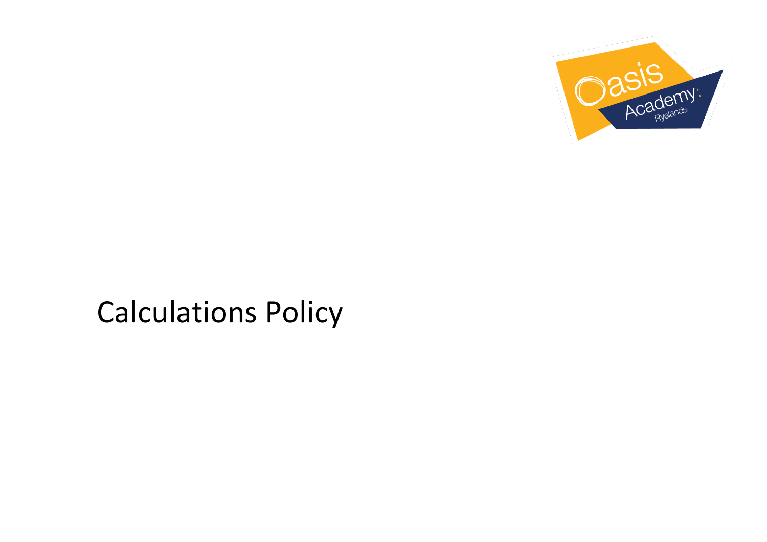# Calculations Policy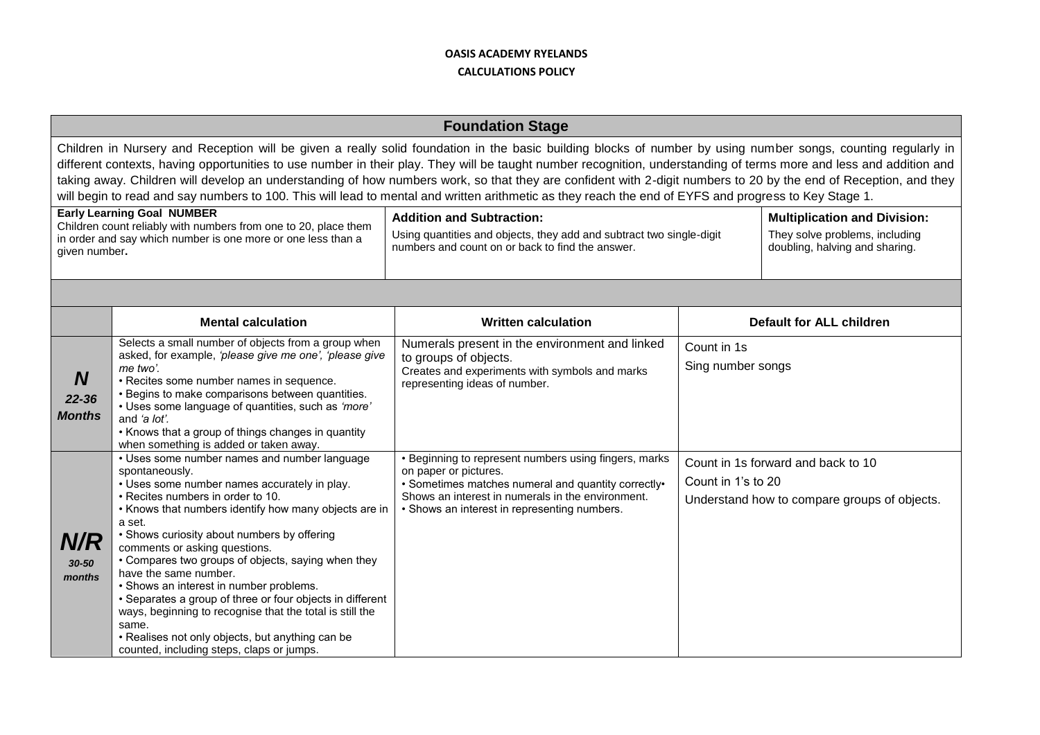**OASIS ACADEMY RYELANDS**

**CALCULATIONS POLICY**

## Foundation Stage

Children in Nursery and Reception will be given a really solid foundation in the basic building blocks of number by using number songs, counting regularly in different contexts, having opportunities to use number in their play. They will be taught number recognition, understanding of terms more and less and addition and taking away. Children will develop an understanding of how numbers work, so that they are confident with 2-digit numbers to 20 by the end of Reception, and they will begin to read and say numbers to 100. This will lead to mental and written arithmetic as they reach the end of EYFS and progress to Key Stage 1.

| Early Learning Goal NUMBER | Addition and Subtraction: | Multiplication and Division: |
|---|---|---|
| Children count reliably with numbers from one to 20, place them in order and say which number is one more or one less than a given number. | Using quantities and objects, they add and subtract two single-digit numbers and count on or back to find the answer. | They solve problems, including doubling, halving and sharing. |

| | Mental calculation | Written calculation | Default for ALL children |
|---|---|---|---|
| ***N*** *22-36 Months* | Selects a small number of objects from a group when asked, for example, *'please give me one', 'please give me two'.*<br>• Recites some number names in sequence.<br>• Begins to make comparisons between quantities.<br>• Uses some language of quantities, such as *'more'* and *'a lot'.*<br>• Knows that a group of things changes in quantity when something is added or taken away. | Numerals present in the environment and linked to groups of objects.<br>Creates and experiments with symbols and marks representing ideas of number. | Count in 1s<br>Sing number songs |
| ***N/R*** *30-50 months* | • Uses some number names and number language spontaneously.<br>• Uses some number names accurately in play.<br>• Recites numbers in order to 10.<br>• Knows that numbers identify how many objects are in a set.<br>• Shows curiosity about numbers by offering comments or asking questions.<br>• Compares two groups of objects, saying when they have the same number.<br>• Shows an interest in number problems.<br>• Separates a group of three or four objects in different ways, beginning to recognise that the total is still the same.<br>• Realises not only objects, but anything can be counted, including steps, claps or jumps. | • Beginning to represent numbers using fingers, marks on paper or pictures.<br>• Sometimes matches numeral and quantity correctly• Shows an interest in numerals in the environment.<br>• Shows an interest in representing numbers. | Count in 1s forward and back to 10<br>Count in 1's to 20<br>Understand how to compare groups of objects. |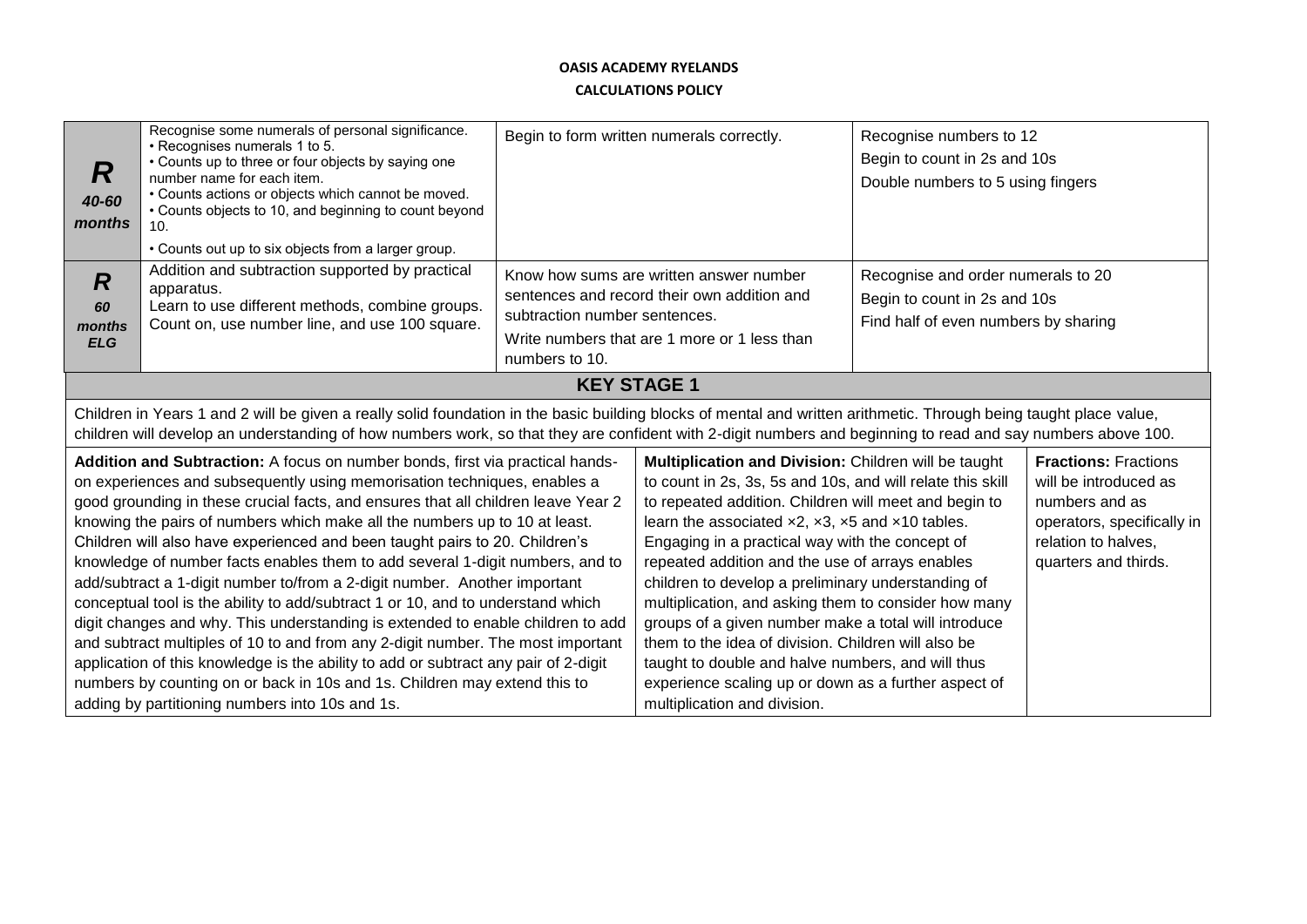**OASIS ACADEMY RYELANDS**

**CALCULATIONS POLICY**

| | | | |
|---|---|---|---|
| ***R*** ***40-60 months*** | Recognise some numerals of personal significance.<br>• Recognises numerals 1 to 5.<br>• Counts up to three or four objects by saying one number name for each item.<br>• Counts actions or objects which cannot be moved.<br>• Counts objects to 10, and beginning to count beyond 10.<br>• Counts out up to six objects from a larger group. | Begin to form written numerals correctly. | Recognise numbers to 12<br>Begin to count in 2s and 10s<br>Double numbers to 5 using fingers |
| ***R*** ***60 months ELG*** | Addition and subtraction supported by practical apparatus.<br>Learn to use different methods, combine groups.<br>Count on, use number line, and use 100 square. | Know how sums are written answer number sentences and record their own addition and subtraction number sentences.<br>Write numbers that are 1 more or 1 less than numbers to 10. | Recognise and order numerals to 20<br>Begin to count in 2s and 10s<br>Find half of even numbers by sharing |

## KEY STAGE 1

Children in Years 1 and 2 will be given a really solid foundation in the basic building blocks of mental and written arithmetic. Through being taught place value, children will develop an understanding of how numbers work, so that they are confident with 2-digit numbers and beginning to read and say numbers above 100.

| | | |
|---|---|---|
| **Addition and Subtraction:** A focus on number bonds, first via practical hands-on experiences and subsequently using memorisation techniques, enables a good grounding in these crucial facts, and ensures that all children leave Year 2 knowing the pairs of numbers which make all the numbers up to 10 at least. Children will also have experienced and been taught pairs to 20. Children's knowledge of number facts enables them to add several 1-digit numbers, and to add/subtract a 1-digit number to/from a 2-digit number. Another important conceptual tool is the ability to add/subtract 1 or 10, and to understand which digit changes and why. This understanding is extended to enable children to add and subtract multiples of 10 to and from any 2-digit number. The most important application of this knowledge is the ability to add or subtract any pair of 2-digit numbers by counting on or back in 10s and 1s. Children may extend this to adding by partitioning numbers into 10s and 1s. | **Multiplication and Division:** Children will be taught to count in 2s, 3s, 5s and 10s, and will relate this skill to repeated addition. Children will meet and begin to learn the associated ×2, ×3, ×5 and ×10 tables. Engaging in a practical way with the concept of repeated addition and the use of arrays enables children to develop a preliminary understanding of multiplication, and asking them to consider how many groups of a given number make a total will introduce them to the idea of division. Children will also be taught to double and halve numbers, and will thus experience scaling up or down as a further aspect of multiplication and division. | **Fractions:** Fractions will be introduced as numbers and as operators, specifically in relation to halves, quarters and thirds. |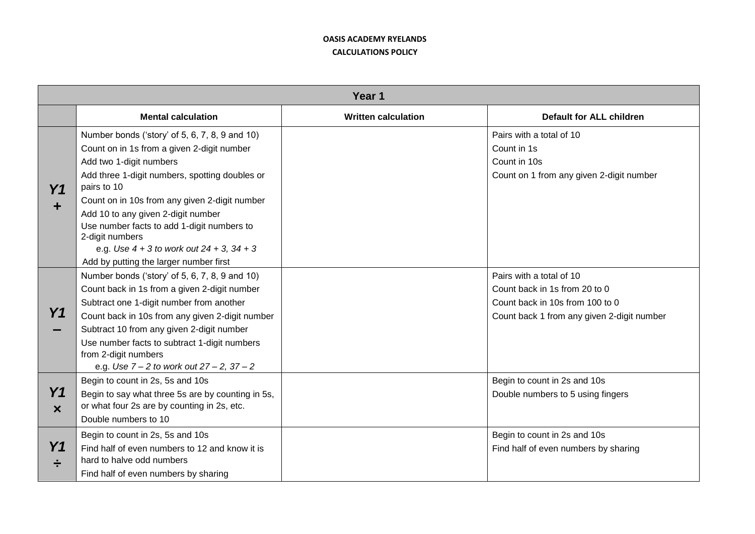**OASIS ACADEMY RYELANDS**

**CALCULATIONS POLICY**

| Year 1 | | | |
|---|---|---|---|
| | **Mental calculation** | **Written calculation** | **Default for ALL children** |
| ***Y1*** **+** | Number bonds ('story' of 5, 6, 7, 8, 9 and 10)<br>Count on in 1s from a given 2-digit number<br>Add two 1-digit numbers<br>Add three 1-digit numbers, spotting doubles or pairs to 10<br>Count on in 10s from any given 2-digit number<br>Add 10 to any given 2-digit number<br>Use number facts to add 1-digit numbers to 2-digit numbers<br>e.g. *Use 4 + 3 to work out 24 + 3, 34 + 3*<br>Add by putting the larger number first | | Pairs with a total of 10<br>Count in 1s<br>Count in 10s<br>Count on 1 from any given 2-digit number |
| ***Y1*** **–** | Number bonds ('story' of 5, 6, 7, 8, 9 and 10)<br>Count back in 1s from a given 2-digit number<br>Subtract one 1-digit number from another<br>Count back in 10s from any given 2-digit number<br>Subtract 10 from any given 2-digit number<br>Use number facts to subtract 1-digit numbers from 2-digit numbers<br>e.g. *Use 7 – 2 to work out 27 – 2, 37 – 2* | | Pairs with a total of 10<br>Count back in 1s from 20 to 0<br>Count back in 10s from 100 to 0<br>Count back 1 from any given 2-digit number |
| ***Y1*** **×** | Begin to count in 2s, 5s and 10s<br>Begin to say what three 5s are by counting in 5s, or what four 2s are by counting in 2s, etc.<br>Double numbers to 10 | | Begin to count in 2s and 10s<br>Double numbers to 5 using fingers |
| ***Y1*** **÷** | Begin to count in 2s, 5s and 10s<br>Find half of even numbers to 12 and know it is hard to halve odd numbers<br>Find half of even numbers by sharing | | Begin to count in 2s and 10s<br>Find half of even numbers by sharing |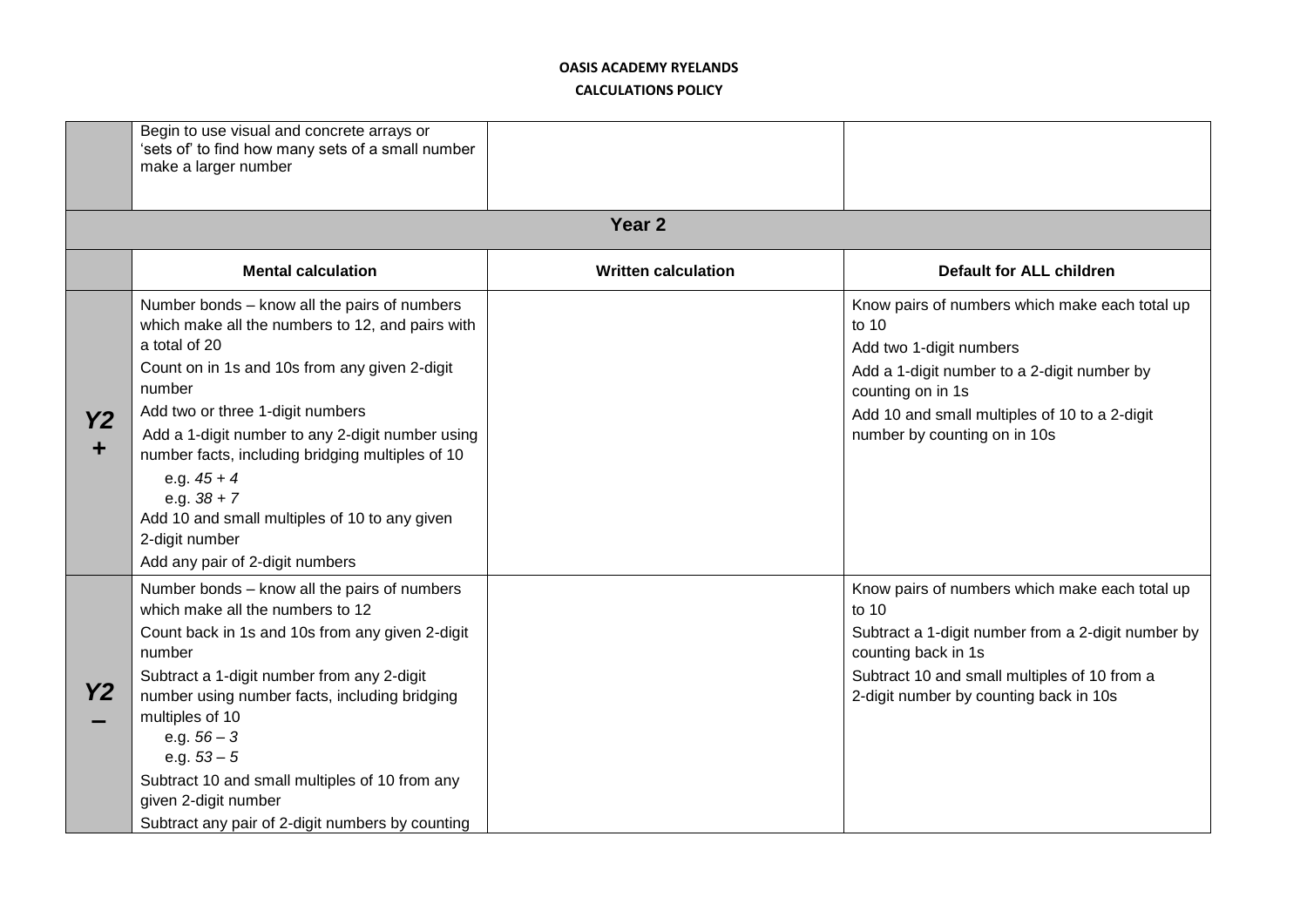| | | | |
|---|---|---|---|
| | Begin to use visual and concrete arrays or 'sets of' to find how many sets of a small number make a larger number | | |
| **Year 2** | | | |
| | **Mental calculation** | **Written calculation** | **Default for ALL children** |
| ***Y2 +*** | Number bonds – know all the pairs of numbers which make all the numbers to 12, and pairs with a total of 20<br>Count on in 1s and 10s from any given 2-digit number<br>Add two or three 1-digit numbers<br>Add a 1-digit number to any 2-digit number using number facts, including bridging multiples of 10<br>e.g. *45 + 4*<br>e.g. *38 + 7*<br>Add 10 and small multiples of 10 to any given 2-digit number<br>Add any pair of 2-digit numbers | | Know pairs of numbers which make each total up to 10<br>Add two 1-digit numbers<br>Add a 1-digit number to a 2-digit number by counting on in 1s<br>Add 10 and small multiples of 10 to a 2-digit number by counting on in 10s |
| ***Y2 –*** | Number bonds – know all the pairs of numbers which make all the numbers to 12<br>Count back in 1s and 10s from any given 2-digit number<br>Subtract a 1-digit number from any 2-digit number using number facts, including bridging multiples of 10<br>e.g. *56 – 3*<br>e.g. *53 – 5*<br>Subtract 10 and small multiples of 10 from any given 2-digit number<br>Subtract any pair of 2-digit numbers by counting | | Know pairs of numbers which make each total up to 10<br>Subtract a 1-digit number from a 2-digit number by counting back in 1s<br>Subtract 10 and small multiples of 10 from a 2-digit number by counting back in 10s |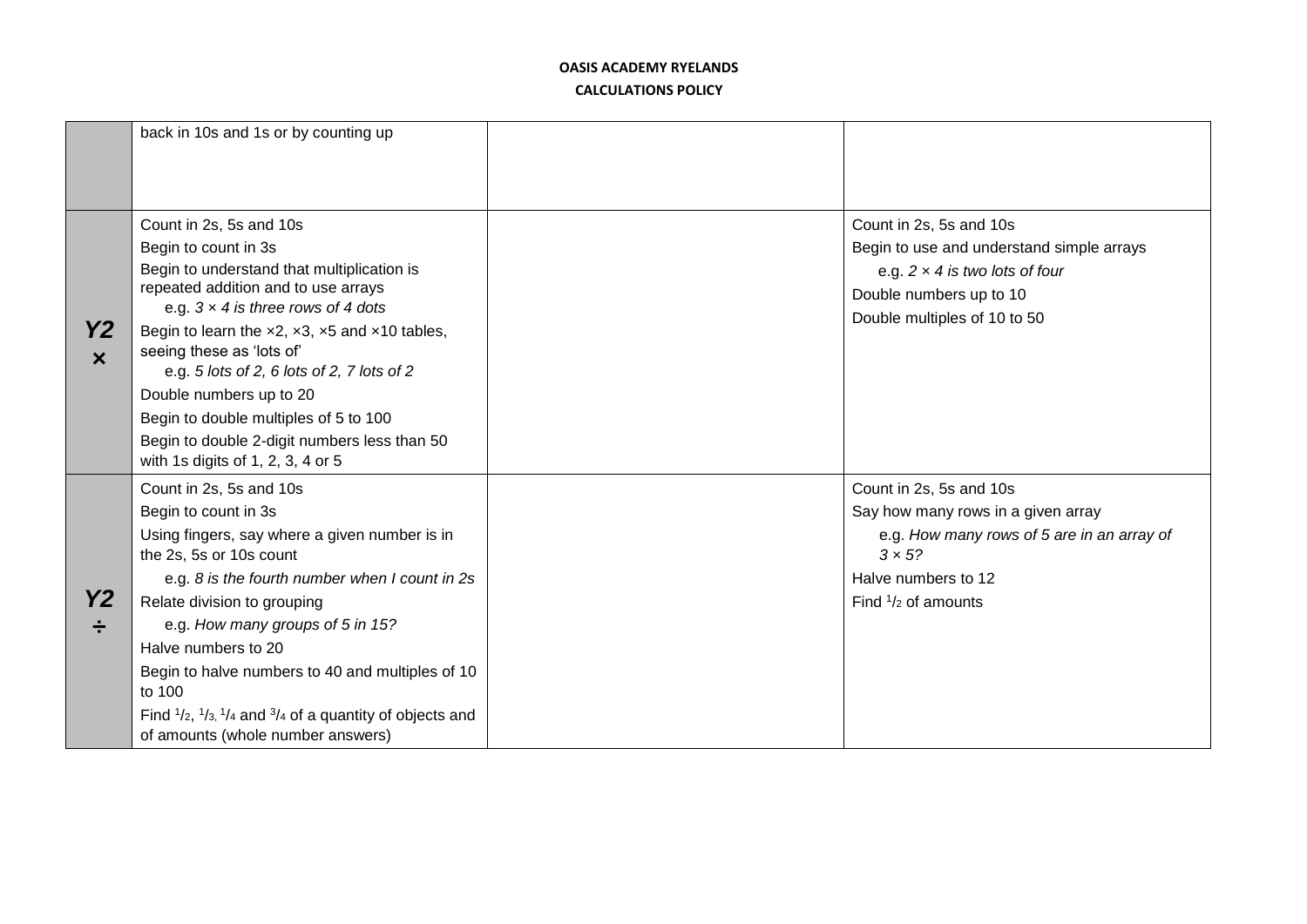| | | | |
|---|---|---|---|
| | back in 10s and 1s or by counting up | | |
| **Y2 ×** | Count in 2s, 5s and 10s<br>Begin to count in 3s<br>Begin to understand that multiplication is repeated addition and to use arrays<br>e.g. *3 × 4 is three rows of 4 dots*<br>Begin to learn the ×2, ×3, ×5 and ×10 tables, seeing these as 'lots of'<br>e.g. *5 lots of 2, 6 lots of 2, 7 lots of 2*<br>Double numbers up to 20<br>Begin to double multiples of 5 to 100<br>Begin to double 2-digit numbers less than 50 with 1s digits of 1, 2, 3, 4 or 5 | | Count in 2s, 5s and 10s<br>Begin to use and understand simple arrays<br>e.g. *2 × 4 is two lots of four*<br>Double numbers up to 10<br>Double multiples of 10 to 50 |
| **Y2 ÷** | Count in 2s, 5s and 10s<br>Begin to count in 3s<br>Using fingers, say where a given number is in the 2s, 5s or 10s count<br>e.g. *8 is the fourth number when I count in 2s*<br>Relate division to grouping<br>e.g. *How many groups of 5 in 15?*<br>Halve numbers to 20<br>Begin to halve numbers to 40 and multiples of 10 to 100<br>Find $^1/_2$, $^1/_3$, $^1/_4$ and $^3/_4$ of a quantity of objects and of amounts (whole number answers) | | Count in 2s, 5s and 10s<br>Say how many rows in a given array<br>e.g. *How many rows of 5 are in an array of 3 × 5?*<br>Halve numbers to 12<br>Find $^1/_2$ of amounts |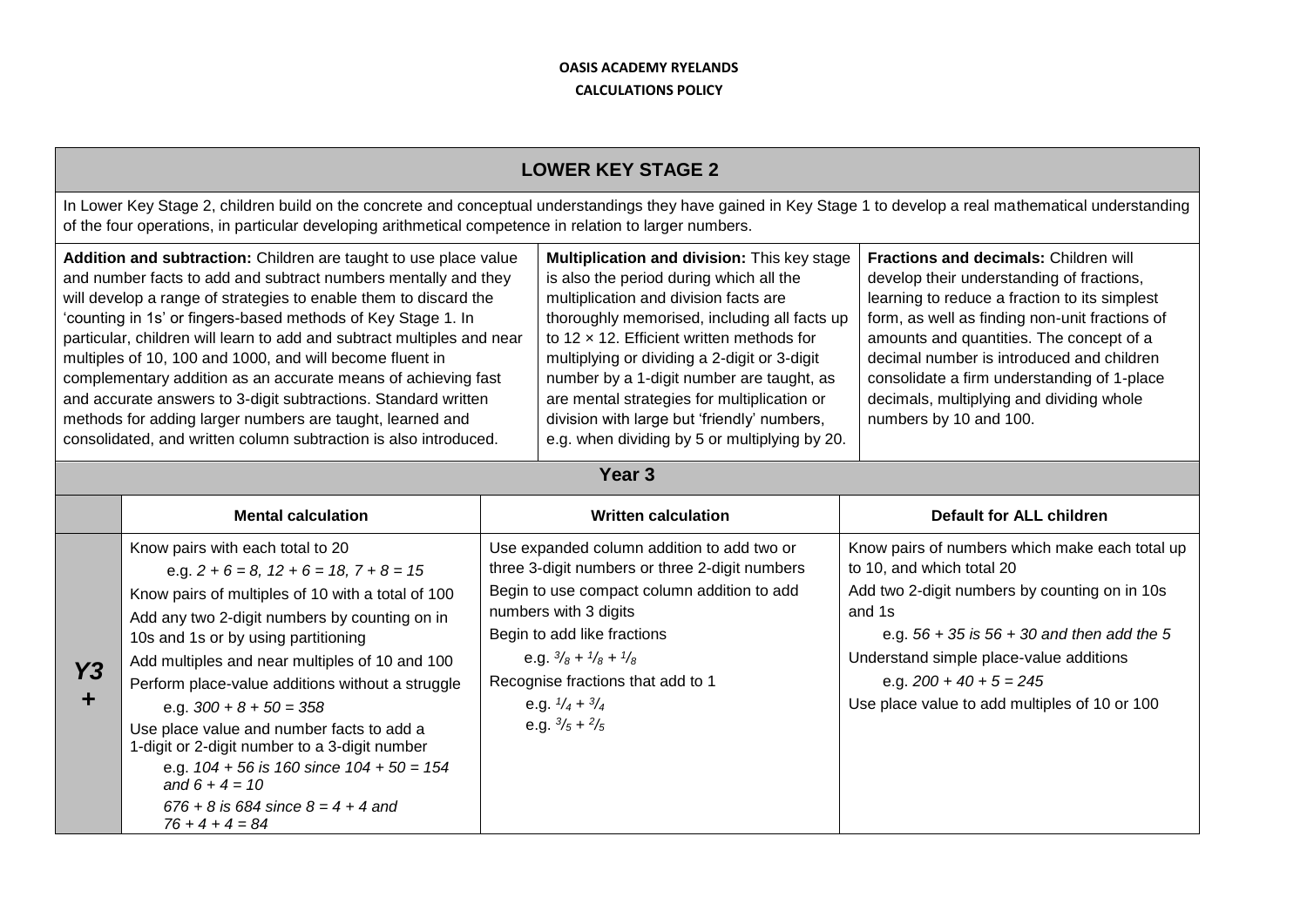**OASIS ACADEMY RYELANDS**
**CALCULATIONS POLICY**

## LOWER KEY STAGE 2

In Lower Key Stage 2, children build on the concrete and conceptual understandings they have gained in Key Stage 1 to develop a real mathematical understanding of the four operations, in particular developing arithmetical competence in relation to larger numbers.

**Addition and subtraction:** Children are taught to use place value and number facts to add and subtract numbers mentally and they will develop a range of strategies to enable them to discard the 'counting in 1s' or fingers-based methods of Key Stage 1. In particular, children will learn to add and subtract multiples and near multiples of 10, 100 and 1000, and will become fluent in complementary addition as an accurate means of achieving fast and accurate answers to 3-digit subtractions. Standard written methods for adding larger numbers are taught, learned and consolidated, and written column subtraction is also introduced.

**Multiplication and division:** This key stage is also the period during which all the multiplication and division facts are thoroughly memorised, including all facts up to 12 × 12. Efficient written methods for multiplying or dividing a 2-digit or 3-digit number by a 1-digit number are taught, as are mental strategies for multiplication or division with large but 'friendly' numbers, e.g. when dividing by 5 or multiplying by 20.

**Fractions and decimals:** Children will develop their understanding of fractions, learning to reduce a fraction to its simplest form, as well as finding non-unit fractions of amounts and quantities. The concept of a decimal number is introduced and children consolidate a firm understanding of 1-place decimals, multiplying and dividing whole numbers by 10 and 100.

### Year 3

| | Mental calculation | Written calculation | Default for ALL children |
|---|---|---|---|
| **Y3 +** | Know pairs with each total to 20<br>e.g. *2 + 6 = 8, 12 + 6 = 18, 7 + 8 = 15*<br>Know pairs of multiples of 10 with a total of 100<br>Add any two 2-digit numbers by counting on in 10s and 1s or by using partitioning<br>Add multiples and near multiples of 10 and 100<br>Perform place-value additions without a struggle<br>e.g. *300 + 8 + 50 = 358*<br>Use place value and number facts to add a 1-digit or 2-digit number to a 3-digit number<br>e.g. *104 + 56 is 160 since 104 + 50 = 154 and 6 + 4 = 10*<br>*676 + 8 is 684 since 8 = 4 + 4 and 76 + 4 + 4 = 84* | Use expanded column addition to add two or three 3-digit numbers or three 2-digit numbers<br>Begin to use compact column addition to add numbers with 3 digits<br>Begin to add like fractions<br>e.g. $\frac{3}{8} + \frac{1}{8} + \frac{1}{8}$<br>Recognise fractions that add to 1<br>e.g. $\frac{1}{4} + \frac{3}{4}$<br>e.g. $\frac{3}{5} + \frac{2}{5}$ | Know pairs of numbers which make each total up to 10, and which total 20<br>Add two 2-digit numbers by counting on in 10s and 1s<br>e.g. *56 + 35 is 56 + 30 and then add the 5*<br>Understand simple place-value additions<br>e.g. *200 + 40 + 5 = 245*<br>Use place value to add multiples of 10 or 100 |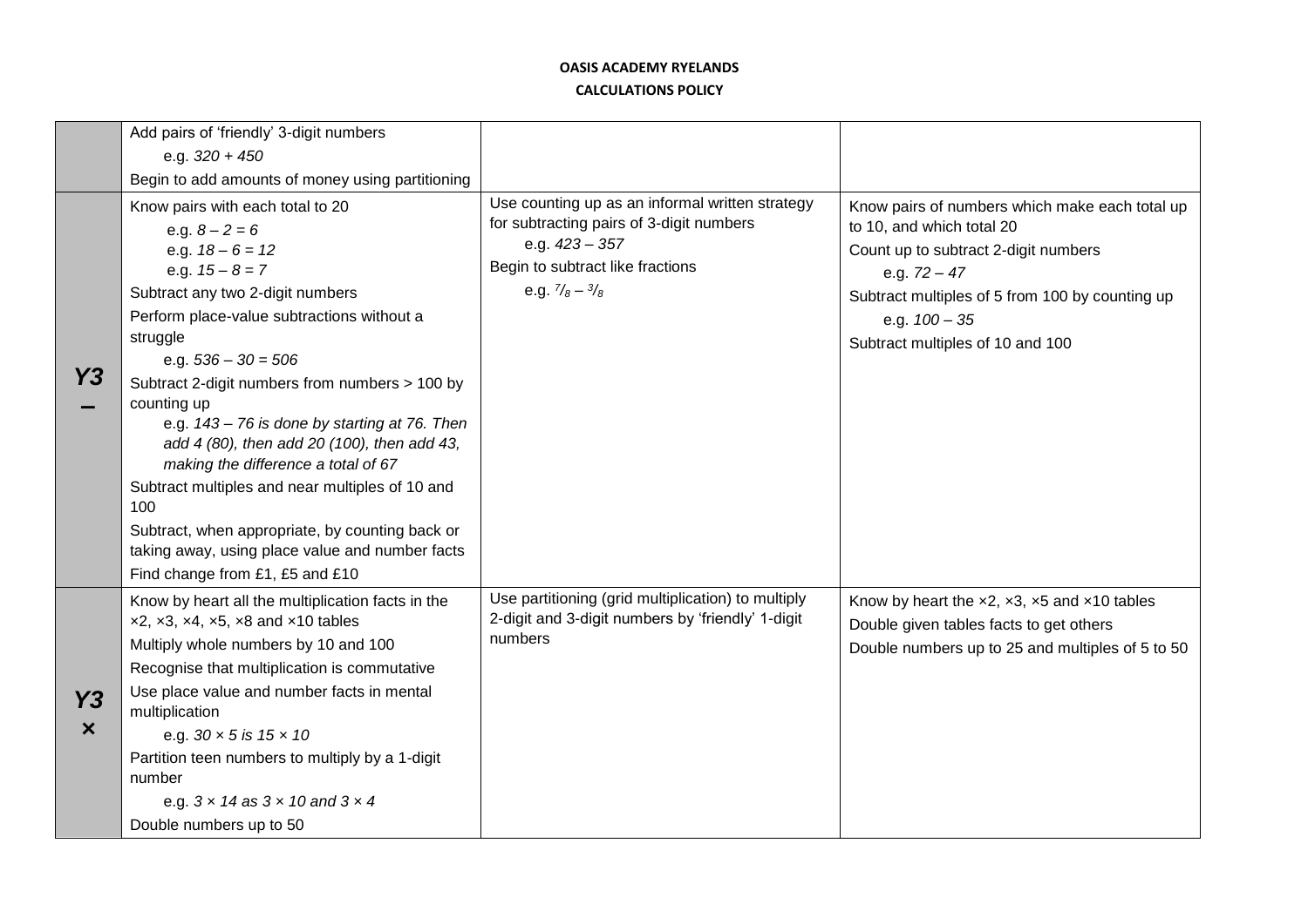**OASIS ACADEMY RYELANDS**

**CALCULATIONS POLICY**

| | | | |
|---|---|---|---|
| | Add pairs of 'friendly' 3-digit numbers<br>e.g. *320 + 450*<br>Begin to add amounts of money using partitioning | | |
| **Y3 –** | Know pairs with each total to 20<br>e.g. *8 – 2 = 6*<br>e.g. *18 – 6 = 12*<br>e.g. *15 – 8 = 7*<br>Subtract any two 2-digit numbers<br>Perform place-value subtractions without a struggle<br>e.g. *536 – 30 = 506*<br>Subtract 2-digit numbers from numbers > 100 by counting up<br>e.g. *143 – 76 is done by starting at 76. Then add 4 (80), then add 20 (100), then add 43, making the difference a total of 67*<br>Subtract multiples and near multiples of 10 and 100<br>Subtract, when appropriate, by counting back or taking away, using place value and number facts<br>Find change from £1, £5 and £10 | Use counting up as an informal written strategy for subtracting pairs of 3-digit numbers<br>e.g. *423 – 357*<br>Begin to subtract like fractions<br>e.g. $\frac{7}{8} - \frac{3}{8}$ | Know pairs of numbers which make each total up to 10, and which total 20<br>Count up to subtract 2-digit numbers<br>e.g. *72 – 47*<br>Subtract multiples of 5 from 100 by counting up<br>e.g. *100 – 35*<br>Subtract multiples of 10 and 100 |
| **Y3 ×** | Know by heart all the multiplication facts in the ×2, ×3, ×4, ×5, ×8 and ×10 tables<br>Multiply whole numbers by 10 and 100<br>Recognise that multiplication is commutative<br>Use place value and number facts in mental multiplication<br>e.g. *30 × 5 is 15 × 10*<br>Partition teen numbers to multiply by a 1-digit number<br>e.g. *3 × 14 as 3 × 10 and 3 × 4*<br>Double numbers up to 50 | Use partitioning (grid multiplication) to multiply 2-digit and 3-digit numbers by 'friendly' 1-digit numbers | Know by heart the ×2, ×3, ×5 and ×10 tables<br>Double given tables facts to get others<br>Double numbers up to 25 and multiples of 5 to 50 |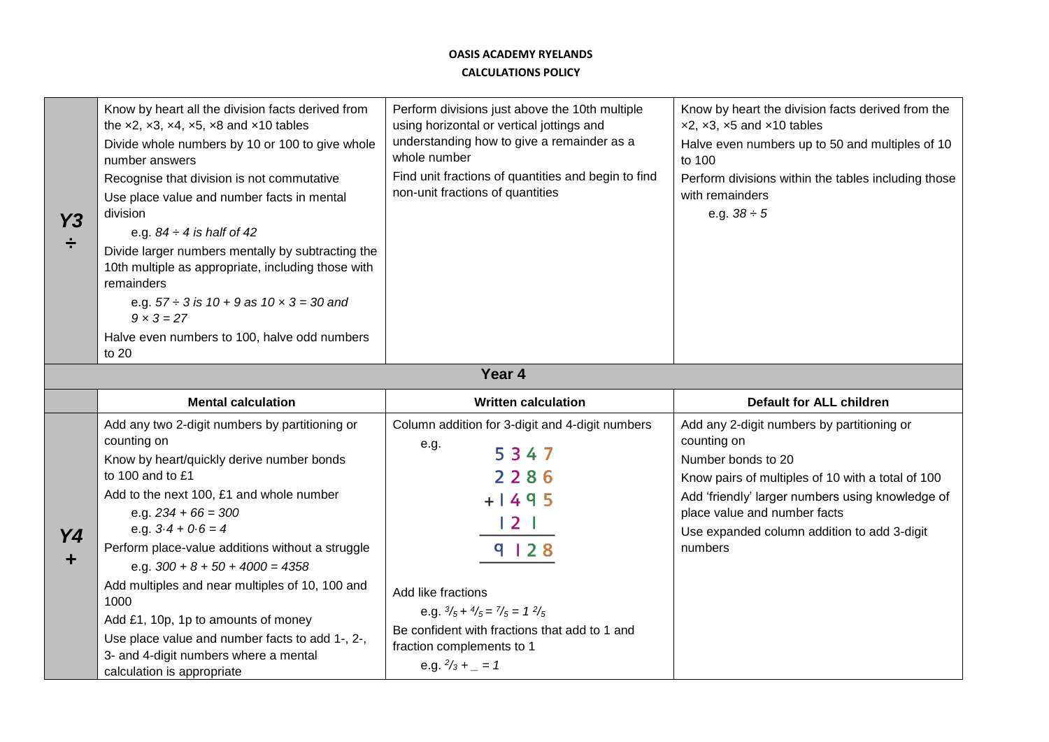**OASIS ACADEMY RYELANDS**
**CALCULATIONS POLICY**

| | | | |
|---|---|---|---|
| **Y3 ÷** | Know by heart all the division facts derived from the ×2, ×3, ×4, ×5, ×8 and ×10 tables<br>Divide whole numbers by 10 or 100 to give whole number answers<br>Recognise that division is not commutative<br>Use place value and number facts in mental division<br>e.g. *84 ÷ 4 is half of 42*<br>Divide larger numbers mentally by subtracting the 10th multiple as appropriate, including those with remainders<br>e.g. *57 ÷ 3 is 10 + 9 as 10 × 3 = 30 and 9 × 3 = 27*<br>Halve even numbers to 100, halve odd numbers to 20 | Perform divisions just above the 10th multiple using horizontal or vertical jottings and understanding how to give a remainder as a whole number<br>Find unit fractions of quantities and begin to find non-unit fractions of quantities | Know by heart the division facts derived from the ×2, ×3, ×5 and ×10 tables<br>Halve even numbers up to 50 and multiples of 10 to 100<br>Perform divisions within the tables including those with remainders<br>e.g. *38 ÷ 5* |

## Year 4

| | Mental calculation | Written calculation | Default for ALL children |
|---|---|---|---|
| **Y4 +** | Add any two 2-digit numbers by partitioning or counting on<br>Know by heart/quickly derive number bonds to 100 and to £1<br>Add to the next 100, £1 and whole number<br>e.g. *234 + 66 = 300*<br>e.g. *3·4 + 0·6 = 4*<br>Perform place-value additions without a struggle<br>e.g. *300 + 8 + 50 + 4000 = 4358*<br>Add multiples and near multiples of 10, 100 and 1000<br>Add £1, 10p, 1p to amounts of money<br>Use place value and number facts to add 1-, 2-, 3- and 4-digit numbers where a mental calculation is appropriate | Column addition for 3-digit and 4-digit numbers<br>e.g.<br>5347<br>2286<br>+1495<br>121<br>9128<br><br>Add like fractions<br>e.g. $^{3}/_{5} + ^{4}/_{5} = ^{7}/_{5} = 1\ ^{2}/_{5}$<br>Be confident with fractions that add to 1 and fraction complements to 1<br>e.g. $^{2}/_{3}$ + _ = 1 | Add any 2-digit numbers by partitioning or counting on<br>Number bonds to 20<br>Know pairs of multiples of 10 with a total of 100<br>Add 'friendly' larger numbers using knowledge of place value and number facts<br>Use expanded column addition to add 3-digit numbers |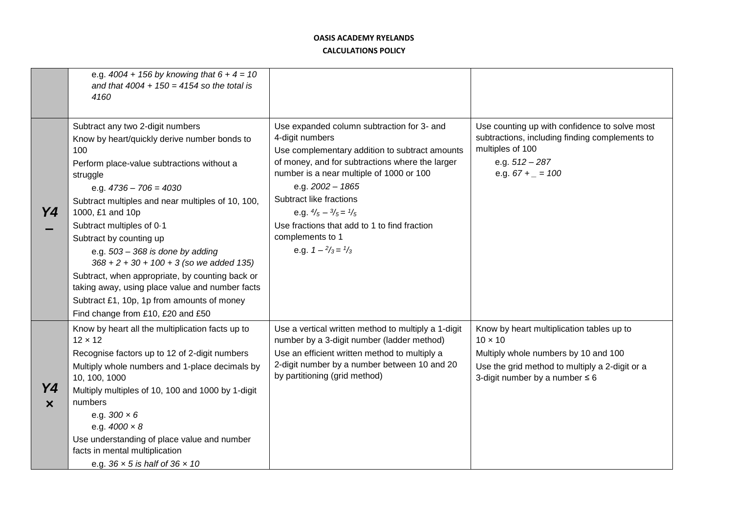**OASIS ACADEMY RYELANDS**

**CALCULATIONS POLICY**

| | | | |
|---|---|---|---|
| | e.g. *4004 + 156 by knowing that 6 + 4 = 10 and that 4004 + 150 = 4154 so the total is 4160* | | |
| **Y4 –** | Subtract any two 2-digit numbers<br>Know by heart/quickly derive number bonds to 100<br>Perform place-value subtractions without a struggle<br>e.g. *4736 – 706 = 4030*<br>Subtract multiples and near multiples of 10, 100, 1000, £1 and 10p<br>Subtract multiples of 0·1<br>Subtract by counting up<br>e.g. *503 – 368 is done by adding 368 + 2 + 30 + 100 + 3 (so we added 135)*<br>Subtract, when appropriate, by counting back or taking away, using place value and number facts<br>Subtract £1, 10p, 1p from amounts of money<br>Find change from £10, £20 and £50 | Use expanded column subtraction for 3- and 4-digit numbers<br>Use complementary addition to subtract amounts of money, and for subtractions where the larger number is a near multiple of 1000 or 100<br>e.g. *2002 – 1865*<br>Subtract like fractions<br>e.g. $\frac{4}{5} - \frac{3}{5} = \frac{1}{5}$<br>Use fractions that add to 1 to find fraction complements to 1<br>e.g. $1 - \frac{2}{3} = \frac{1}{3}$ | Use counting up with confidence to solve most subtractions, including finding complements to multiples of 100<br>e.g. *512 – 287*<br>e.g. *67 + _ = 100* |
| **Y4 ×** | Know by heart all the multiplication facts up to 12 × 12<br>Recognise factors up to 12 of 2-digit numbers<br>Multiply whole numbers and 1-place decimals by 10, 100, 1000<br>Multiply multiples of 10, 100 and 1000 by 1-digit numbers<br>e.g. *300 × 6*<br>e.g. *4000 × 8*<br>Use understanding of place value and number facts in mental multiplication<br>e.g. *36 × 5 is half of 36 × 10* | Use a vertical written method to multiply a 1-digit number by a 3-digit number (ladder method)<br>Use an efficient written method to multiply a 2-digit number by a number between 10 and 20 by partitioning (grid method) | Know by heart multiplication tables up to 10 × 10<br>Multiply whole numbers by 10 and 100<br>Use the grid method to multiply a 2-digit or a 3-digit number by a number ≤ 6 |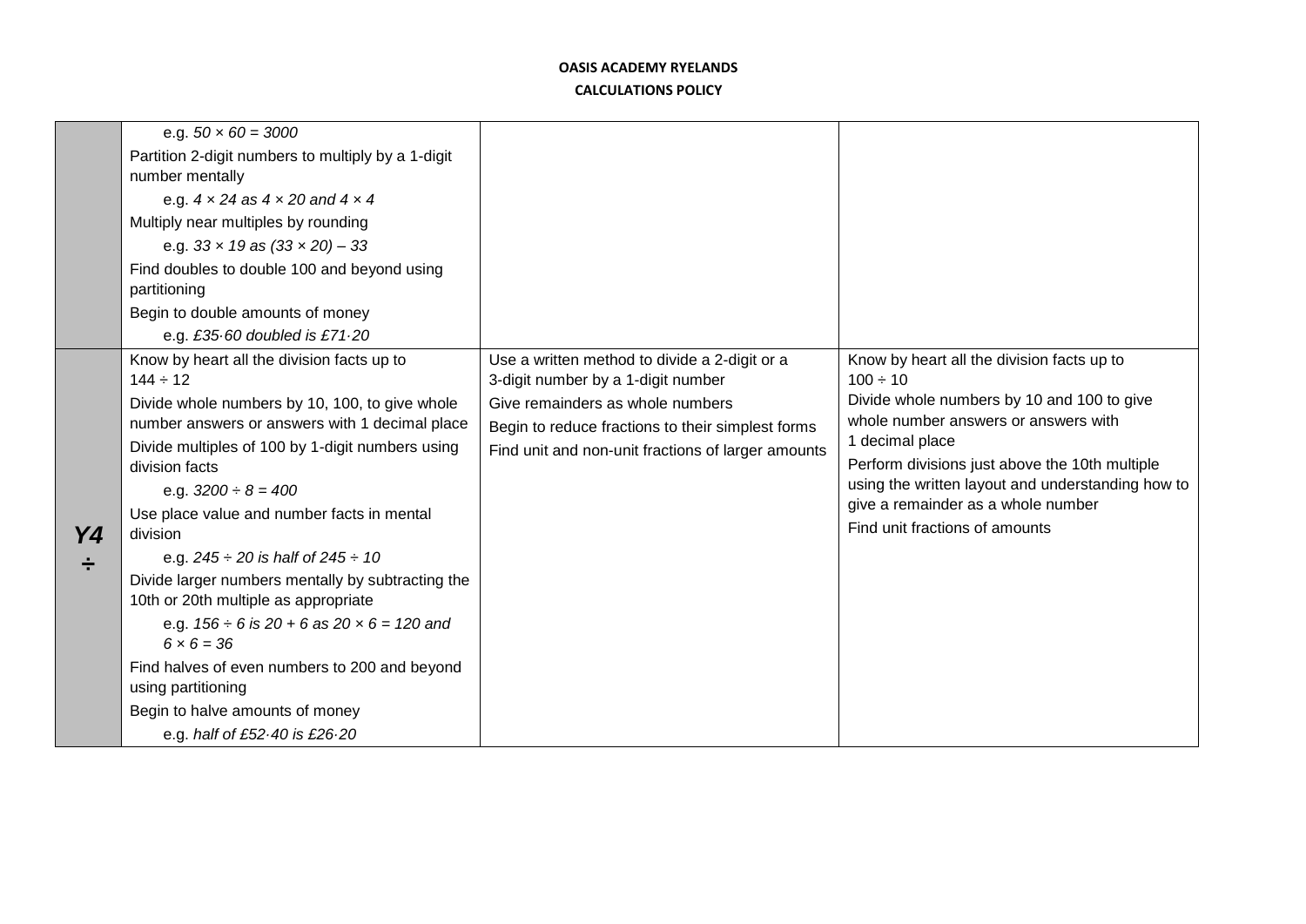**OASIS ACADEMY RYELANDS**
**CALCULATIONS POLICY**

| | | | |
|---|---|---|---|
| | e.g. *50 × 60 = 3000*<br>Partition 2-digit numbers to multiply by a 1-digit number mentally<br>e.g. *4 × 24 as 4 × 20 and 4 × 4*<br>Multiply near multiples by rounding<br>e.g. *33 × 19 as (33 × 20) – 33*<br>Find doubles to double 100 and beyond using partitioning<br>Begin to double amounts of money<br>e.g. *£35·60 doubled is £71·20* | | |
| ***Y4*** **÷** | Know by heart all the division facts up to 144 ÷ 12<br>Divide whole numbers by 10, 100, to give whole number answers or answers with 1 decimal place<br>Divide multiples of 100 by 1-digit numbers using division facts<br>e.g. *3200 ÷ 8 = 400*<br>Use place value and number facts in mental division<br>e.g. *245 ÷ 20 is half of 245 ÷ 10*<br>Divide larger numbers mentally by subtracting the 10th or 20th multiple as appropriate<br>e.g. *156 ÷ 6 is 20 + 6 as 20 × 6 = 120 and 6 × 6 = 36*<br>Find halves of even numbers to 200 and beyond using partitioning<br>Begin to halve amounts of money<br>e.g. *half of £52·40 is £26·20* | Use a written method to divide a 2-digit or a 3-digit number by a 1-digit number<br>Give remainders as whole numbers<br>Begin to reduce fractions to their simplest forms<br>Find unit and non-unit fractions of larger amounts | Know by heart all the division facts up to 100 ÷ 10<br>Divide whole numbers by 10 and 100 to give whole number answers or answers with 1 decimal place<br>Perform divisions just above the 10th multiple using the written layout and understanding how to give a remainder as a whole number<br>Find unit fractions of amounts |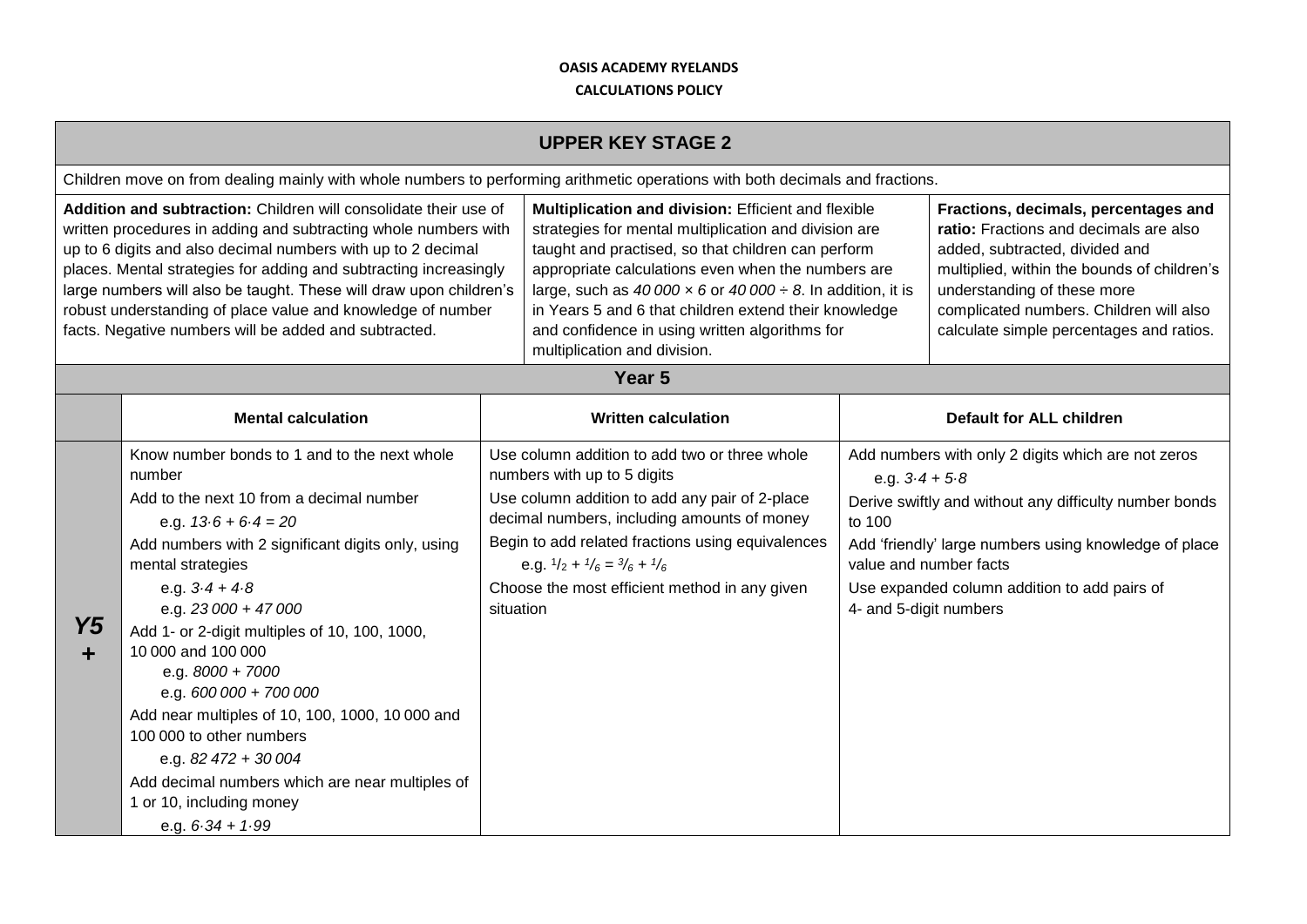**OASIS ACADEMY RYELANDS**

**CALCULATIONS POLICY**

## UPPER KEY STAGE 2

Children move on from dealing mainly with whole numbers to performing arithmetic operations with both decimals and fractions.

| **Addition and subtraction:** Children will consolidate their use of written procedures in adding and subtracting whole numbers with up to 6 digits and also decimal numbers with up to 2 decimal places. Mental strategies for adding and subtracting increasingly large numbers will also be taught. These will draw upon children's robust understanding of place value and knowledge of number facts. Negative numbers will be added and subtracted. | **Multiplication and division:** Efficient and flexible strategies for mental multiplication and division are taught and practised, so that children can perform appropriate calculations even when the numbers are large, such as *40 000 × 6* or *40 000 ÷ 8*. In addition, it is in Years 5 and 6 that children extend their knowledge and confidence in using written algorithms for multiplication and division. | **Fractions, decimals, percentages and ratio:** Fractions and decimals are also added, subtracted, divided and multiplied, within the bounds of children's understanding of these more complicated numbers. Children will also calculate simple percentages and ratios. |
|---|---|---|

### Year 5

| | Mental calculation | Written calculation | Default for ALL children |
|---|---|---|---|
| ***Y5 +*** | Know number bonds to 1 and to the next whole number<br>Add to the next 10 from a decimal number<br>e.g. *13·6 + 6·4 = 20*<br>Add numbers with 2 significant digits only, using mental strategies<br>e.g. *3·4 + 4·8*<br>e.g. *23 000 + 47 000*<br>Add 1- or 2-digit multiples of 10, 100, 1000, 10 000 and 100 000<br>e.g. *8000 + 7000*<br>e.g. *600 000 + 700 000*<br>Add near multiples of 10, 100, 1000, 10 000 and 100 000 to other numbers<br>e.g. *82 472 + 30 004*<br>Add decimal numbers which are near multiples of 1 or 10, including money<br>e.g. *6·34 + 1·99* | Use column addition to add two or three whole numbers with up to 5 digits<br>Use column addition to add any pair of 2-place decimal numbers, including amounts of money<br>Begin to add related fractions using equivalences<br>e.g. $\frac{1}{2} + \frac{1}{6} = \frac{3}{6} + \frac{1}{6}$<br>Choose the most efficient method in any given situation | Add numbers with only 2 digits which are not zeros<br>e.g. *3·4 + 5·8*<br>Derive swiftly and without any difficulty number bonds to 100<br>Add 'friendly' large numbers using knowledge of place value and number facts<br>Use expanded column addition to add pairs of 4- and 5-digit numbers |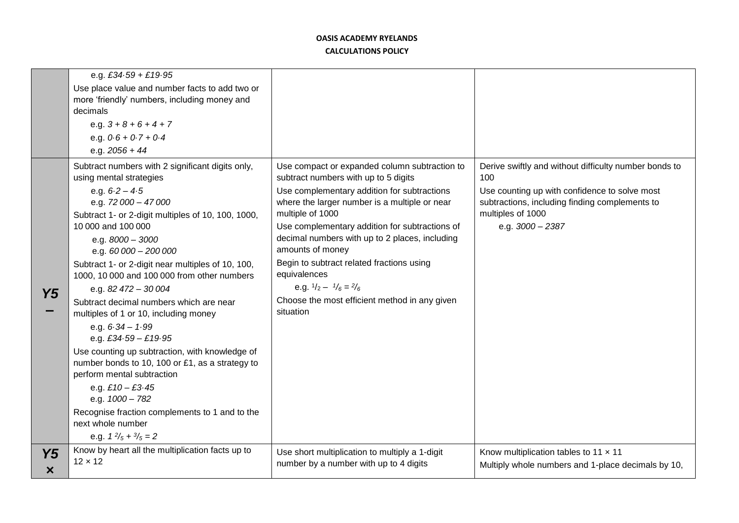**OASIS ACADEMY RYELANDS**
**CALCULATIONS POLICY**

| | | | |
|---|---|---|---|
| | e.g. *£34·59 + £19·95*<br>Use place value and number facts to add two or more 'friendly' numbers, including money and decimals<br>e.g. *3 + 8 + 6 + 4 + 7*<br>e.g. *0·6 + 0·7 + 0·4*<br>e.g. *2056 + 44* | | |
| ***Y5 –*** | Subtract numbers with 2 significant digits only, using mental strategies<br>e.g. *6·2 – 4·5*<br>e.g. *72 000 – 47 000*<br>Subtract 1- or 2-digit multiples of 10, 100, 1000, 10 000 and 100 000<br>e.g. *8000 – 3000*<br>e.g. *60 000 – 200 000*<br>Subtract 1- or 2-digit near multiples of 10, 100, 1000, 10 000 and 100 000 from other numbers<br>e.g. *82 472 – 30 004*<br>Subtract decimal numbers which are near multiples of 1 or 10, including money<br>e.g. *6·34 – 1·99*<br>e.g. *£34·59 – £19·95*<br>Use counting up subtraction, with knowledge of number bonds to 10, 100 or £1, as a strategy to perform mental subtraction<br>e.g. *£10 – £3·45*<br>e.g. *1000 – 782*<br>Recognise fraction complements to 1 and to the next whole number<br>e.g. $1\frac{2}{5} + \frac{3}{5} = 2$ | Use compact or expanded column subtraction to subtract numbers with up to 5 digits<br>Use complementary addition for subtractions where the larger number is a multiple or near multiple of 1000<br>Use complementary addition for subtractions of decimal numbers with up to 2 places, including amounts of money<br>Begin to subtract related fractions using equivalences<br>e.g. $\frac{1}{2} - \frac{1}{6} = \frac{2}{6}$<br>Choose the most efficient method in any given situation | Derive swiftly and without difficulty number bonds to 100<br>Use counting up with confidence to solve most subtractions, including finding complements to multiples of 1000<br>e.g. *3000 – 2387* |
| ***Y5 ×*** | Know by heart all the multiplication facts up to 12 × 12 | Use short multiplication to multiply a 1-digit number by a number with up to 4 digits | Know multiplication tables to 11 × 11<br>Multiply whole numbers and 1-place decimals by 10, |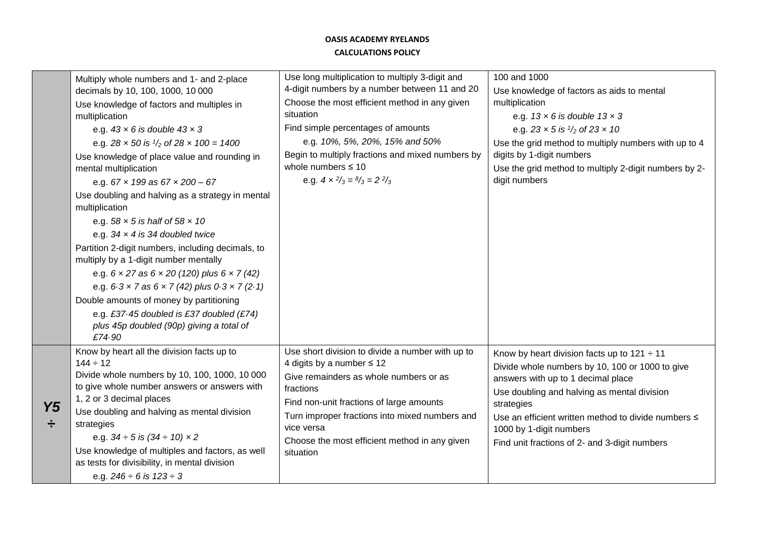**OASIS ACADEMY RYELANDS**
**CALCULATIONS POLICY**

| | | | |
|---|---|---|---|
| | Multiply whole numbers and 1- and 2-place decimals by 10, 100, 1000, 10 000<br>Use knowledge of factors and multiples in multiplication<br>e.g. *43 × 6 is double 43 × 3*<br>e.g. *28 × 50 is $^1/_2$ of 28 × 100 = 1400*<br>Use knowledge of place value and rounding in mental multiplication<br>e.g. *67 × 199 as 67 × 200 – 67*<br>Use doubling and halving as a strategy in mental multiplication<br>e.g. *58 × 5 is half of 58 × 10*<br>e.g. *34 × 4 is 34 doubled twice*<br>Partition 2-digit numbers, including decimals, to multiply by a 1-digit number mentally<br>e.g. *6 × 27 as 6 × 20 (120) plus 6 × 7 (42)*<br>e.g. *6·3 × 7 as 6 × 7 (42) plus 0·3 × 7 (2·1)*<br>Double amounts of money by partitioning<br>e.g. *£37·45 doubled is £37 doubled (£74) plus 45p doubled (90p) giving a total of £74·90* | Use long multiplication to multiply 3-digit and 4-digit numbers by a number between 11 and 20<br>Choose the most efficient method in any given situation<br>Find simple percentages of amounts<br>e.g. *10%, 5%, 20%, 15% and 50%*<br>Begin to multiply fractions and mixed numbers by whole numbers ≤ 10<br>e.g. *$4 \times {}^2/_3 = {}^8/_3 = 2\,{}^2/_3$* | 100 and 1000<br>Use knowledge of factors as aids to mental multiplication<br>e.g. *13 × 6 is double 13 × 3*<br>e.g. *23 × 5 is $^1/_2$ of 23 × 10*<br>Use the grid method to multiply numbers with up to 4 digits by 1-digit numbers<br>Use the grid method to multiply 2-digit numbers by 2-digit numbers |
| **Y5 ÷** | Know by heart all the division facts up to 144 ÷ 12<br>Divide whole numbers by 10, 100, 1000, 10 000 to give whole number answers or answers with 1, 2 or 3 decimal places<br>Use doubling and halving as mental division strategies<br>e.g. *34 ÷ 5 is (34 ÷ 10) × 2*<br>Use knowledge of multiples and factors, as well as tests for divisibility, in mental division<br>e.g. *246 ÷ 6 is 123 ÷ 3* | Use short division to divide a number with up to 4 digits by a number ≤ 12<br>Give remainders as whole numbers or as fractions<br>Find non-unit fractions of large amounts<br>Turn improper fractions into mixed numbers and vice versa<br>Choose the most efficient method in any given situation | Know by heart division facts up to 121 ÷ 11<br>Divide whole numbers by 10, 100 or 1000 to give answers with up to 1 decimal place<br>Use doubling and halving as mental division strategies<br>Use an efficient written method to divide numbers ≤ 1000 by 1-digit numbers<br>Find unit fractions of 2- and 3-digit numbers |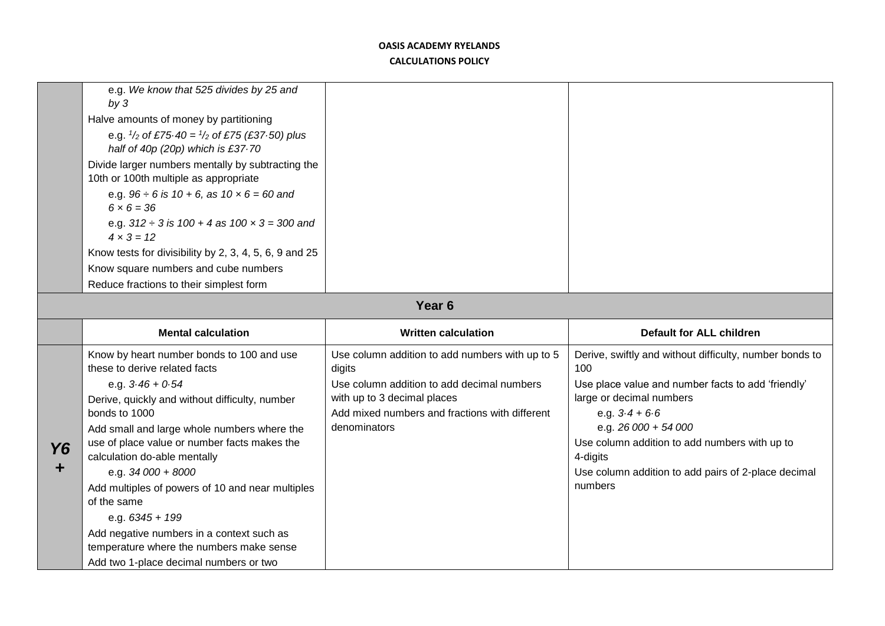| | | | |
|---|---|---|---|
| | e.g. *We know that 525 divides by 25 and by 3*<br>Halve amounts of money by partitioning<br>e.g. *$^1/_2$ of £75·40 = $^1/_2$ of £75 (£37·50) plus half of 40p (20p) which is £37·70*<br>Divide larger numbers mentally by subtracting the 10th or 100th multiple as appropriate<br>e.g. *96 ÷ 6 is 10 + 6, as 10 × 6 = 60 and 6 × 6 = 36*<br>e.g. *312 ÷ 3 is 100 + 4 as 100 × 3 = 300 and 4 × 3 = 12*<br>Know tests for divisibility by 2, 3, 4, 5, 6, 9 and 25<br>Know square numbers and cube numbers<br>Reduce fractions to their simplest form | | |
| **Year 6** | | | |
| | **Mental calculation** | **Written calculation** | **Default for ALL children** |
| ***Y6*** **+** | Know by heart number bonds to 100 and use these to derive related facts<br>e.g. *3·46 + 0·54*<br>Derive, quickly and without difficulty, number bonds to 1000<br>Add small and large whole numbers where the use of place value or number facts makes the calculation do-able mentally<br>e.g. *34 000 + 8000*<br>Add multiples of powers of 10 and near multiples of the same<br>e.g. *6345 + 199*<br>Add negative numbers in a context such as temperature where the numbers make sense<br>Add two 1-place decimal numbers or two | Use column addition to add numbers with up to 5 digits<br>Use column addition to add decimal numbers with up to 3 decimal places<br>Add mixed numbers and fractions with different denominators | Derive, swiftly and without difficulty, number bonds to 100<br>Use place value and number facts to add 'friendly' large or decimal numbers<br>e.g. *3·4 + 6·6*<br>e.g. *26 000 + 54 000*<br>Use column addition to add numbers with up to 4-digits<br>Use column addition to add pairs of 2-place decimal numbers |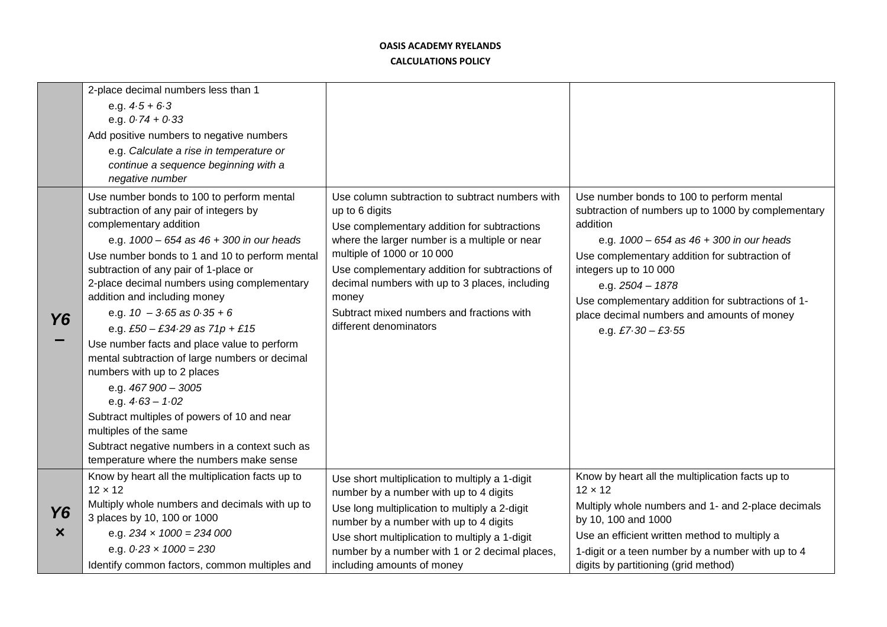**OASIS ACADEMY RYELANDS**
**CALCULATIONS POLICY**

| | | | |
|---|---|---|---|
| | 2-place decimal numbers less than 1<br>e.g. *4·5 + 6·3*<br>e.g. *0·74 + 0·33*<br>Add positive numbers to negative numbers<br>e.g. *Calculate a rise in temperature or continue a sequence beginning with a negative number* | | |
| **Y6 –** | Use number bonds to 100 to perform mental subtraction of any pair of integers by complementary addition<br>e.g. *1000 – 654 as 46 + 300 in our heads*<br>Use number bonds to 1 and 10 to perform mental subtraction of any pair of 1-place or 2-place decimal numbers using complementary addition and including money<br>e.g. *10 – 3·65 as 0·35 + 6*<br>e.g. *£50 – £34·29 as 71p + £15*<br>Use number facts and place value to perform mental subtraction of large numbers or decimal numbers with up to 2 places<br>e.g. *467 900 – 3005*<br>e.g. *4·63 – 1·02*<br>Subtract multiples of powers of 10 and near multiples of the same<br>Subtract negative numbers in a context such as temperature where the numbers make sense | Use column subtraction to subtract numbers with up to 6 digits<br>Use complementary addition for subtractions where the larger number is a multiple or near multiple of 1000 or 10 000<br>Use complementary addition for subtractions of decimal numbers with up to 3 places, including money<br>Subtract mixed numbers and fractions with different denominators | Use number bonds to 100 to perform mental subtraction of numbers up to 1000 by complementary addition<br>e.g. *1000 – 654 as 46 + 300 in our heads*<br>Use complementary addition for subtraction of integers up to 10 000<br>e.g. *2504 – 1878*<br>Use complementary addition for subtractions of 1-place decimal numbers and amounts of money<br>e.g. *£7·30 – £3·55* |
| **Y6 ×** | Know by heart all the multiplication facts up to 12 × 12<br>Multiply whole numbers and decimals with up to 3 places by 10, 100 or 1000<br>e.g. *234 × 1000 = 234 000*<br>e.g. *0·23 × 1000 = 230*<br>Identify common factors, common multiples and | Use short multiplication to multiply a 1-digit number by a number with up to 4 digits<br>Use long multiplication to multiply a 2-digit number by a number with up to 4 digits<br>Use short multiplication to multiply a 1-digit number by a number with 1 or 2 decimal places, including amounts of money | Know by heart all the multiplication facts up to 12 × 12<br>Multiply whole numbers and 1- and 2-place decimals by 10, 100 and 1000<br>Use an efficient written method to multiply a 1-digit or a teen number by a number with up to 4 digits by partitioning (grid method) |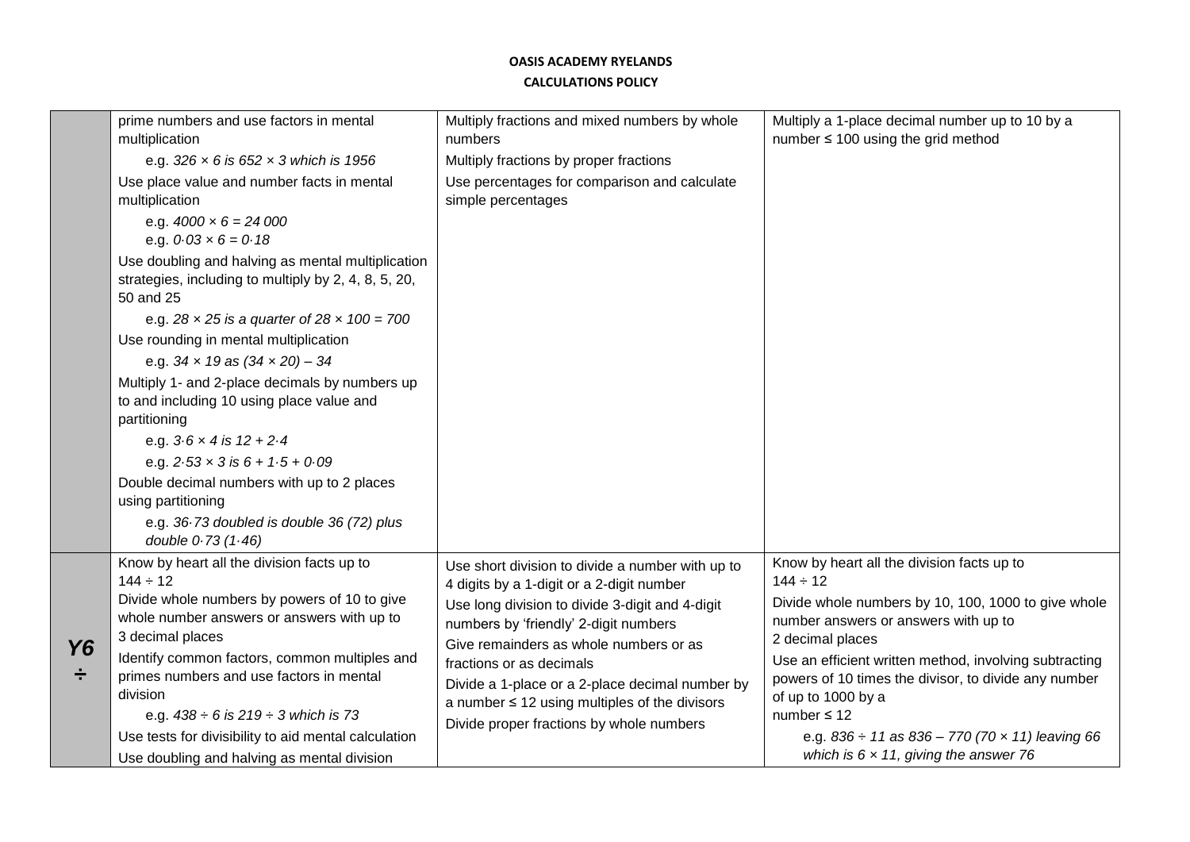**OASIS ACADEMY RYELANDS**

**CALCULATIONS POLICY**

| | | | |
|---|---|---|---|
| | prime numbers and use factors in mental multiplication<br>e.g. *326 × 6 is 652 × 3 which is 1956*<br>Use place value and number facts in mental multiplication<br>e.g. *4000 × 6 = 24 000*<br>e.g. *0·03 × 6 = 0·18*<br>Use doubling and halving as mental multiplication strategies, including to multiply by 2, 4, 8, 5, 20, 50 and 25<br>e.g. *28 × 25 is a quarter of 28 × 100 = 700*<br>Use rounding in mental multiplication<br>e.g. *34 × 19 as (34 × 20) – 34*<br>Multiply 1- and 2-place decimals by numbers up to and including 10 using place value and partitioning<br>e.g. *3·6 × 4 is 12 + 2·4*<br>e.g. *2·53 × 3 is 6 + 1·5 + 0·09*<br>Double decimal numbers with up to 2 places using partitioning<br>e.g. *36·73 doubled is double 36 (72) plus double 0·73 (1·46)* | Multiply fractions and mixed numbers by whole numbers<br>Multiply fractions by proper fractions<br>Use percentages for comparison and calculate simple percentages | Multiply a 1-place decimal number up to 10 by a number ≤ 100 using the grid method |
| **Y6 ÷** | Know by heart all the division facts up to 144 ÷ 12<br>Divide whole numbers by powers of 10 to give whole number answers or answers with up to 3 decimal places<br>Identify common factors, common multiples and primes numbers and use factors in mental division<br>e.g. *438 ÷ 6 is 219 ÷ 3 which is 73*<br>Use tests for divisibility to aid mental calculation<br>Use doubling and halving as mental division | Use short division to divide a number with up to 4 digits by a 1-digit or a 2-digit number<br>Use long division to divide 3-digit and 4-digit numbers by 'friendly' 2-digit numbers<br>Give remainders as whole numbers or as fractions or as decimals<br>Divide a 1-place or a 2-place decimal number by a number ≤ 12 using multiples of the divisors<br>Divide proper fractions by whole numbers | Know by heart all the division facts up to 144 ÷ 12<br>Divide whole numbers by 10, 100, 1000 to give whole number answers or answers with up to 2 decimal places<br>Use an efficient written method, involving subtracting powers of 10 times the divisor, to divide any number of up to 1000 by a number ≤ 12<br>e.g. *836 ÷ 11 as 836 – 770 (70 × 11) leaving 66 which is 6 × 11, giving the answer 76* |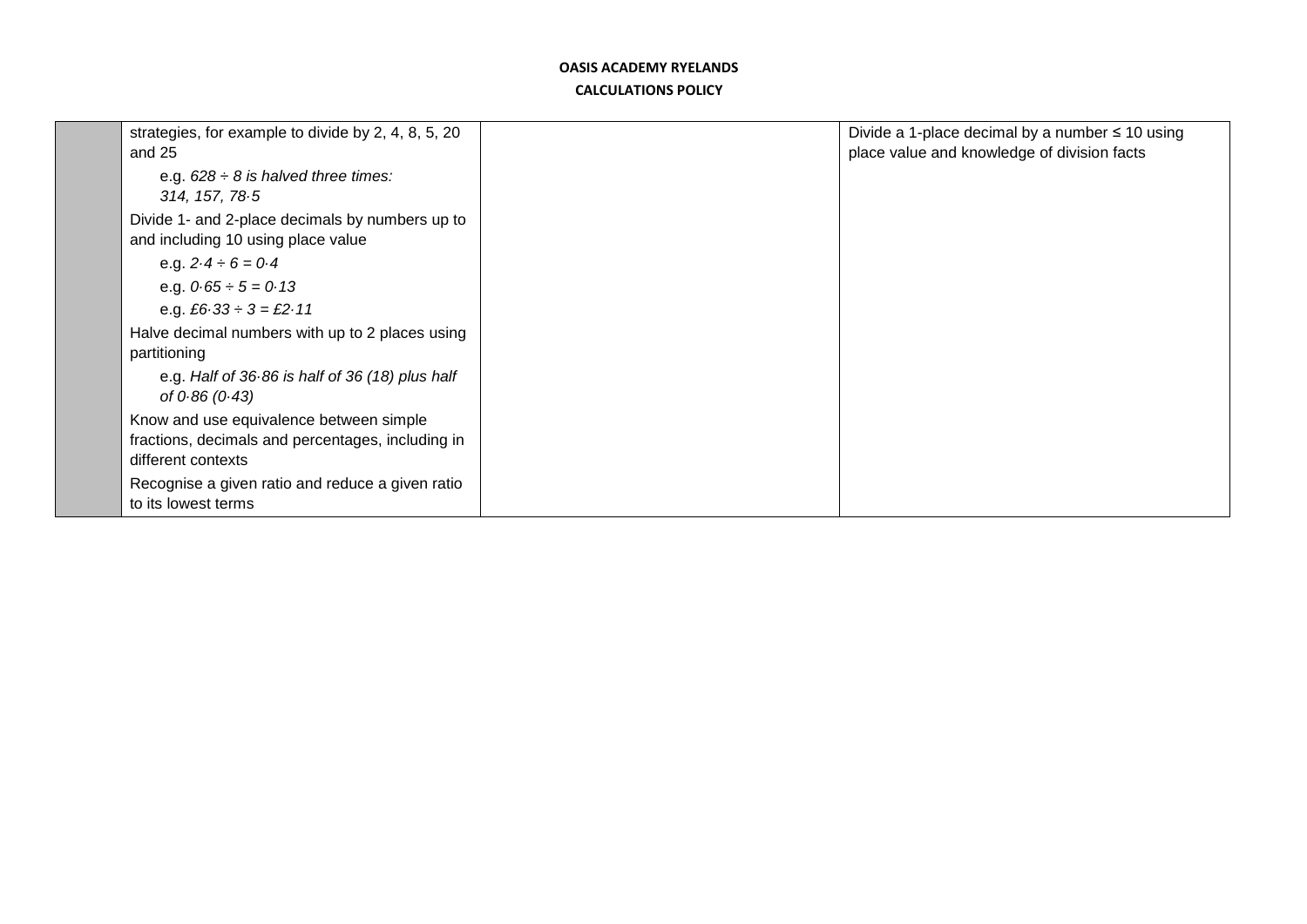| | | | |
|---|---|---|---|
| | strategies, for example to divide by 2, 4, 8, 5, 20 and 25<br>e.g. *628 ÷ 8 is halved three times: 314, 157, 78·5*<br>Divide 1- and 2-place decimals by numbers up to and including 10 using place value<br>e.g. *2·4 ÷ 6 = 0·4*<br>e.g. *0·65 ÷ 5 = 0·13*<br>e.g. *£6·33 ÷ 3 = £2·11*<br>Halve decimal numbers with up to 2 places using partitioning<br>e.g. *Half of 36·86 is half of 36 (18) plus half of 0·86 (0·43)*<br>Know and use equivalence between simple fractions, decimals and percentages, including in different contexts<br>Recognise a given ratio and reduce a given ratio to its lowest terms | | Divide a 1-place decimal by a number ≤ 10 using place value and knowledge of division facts |